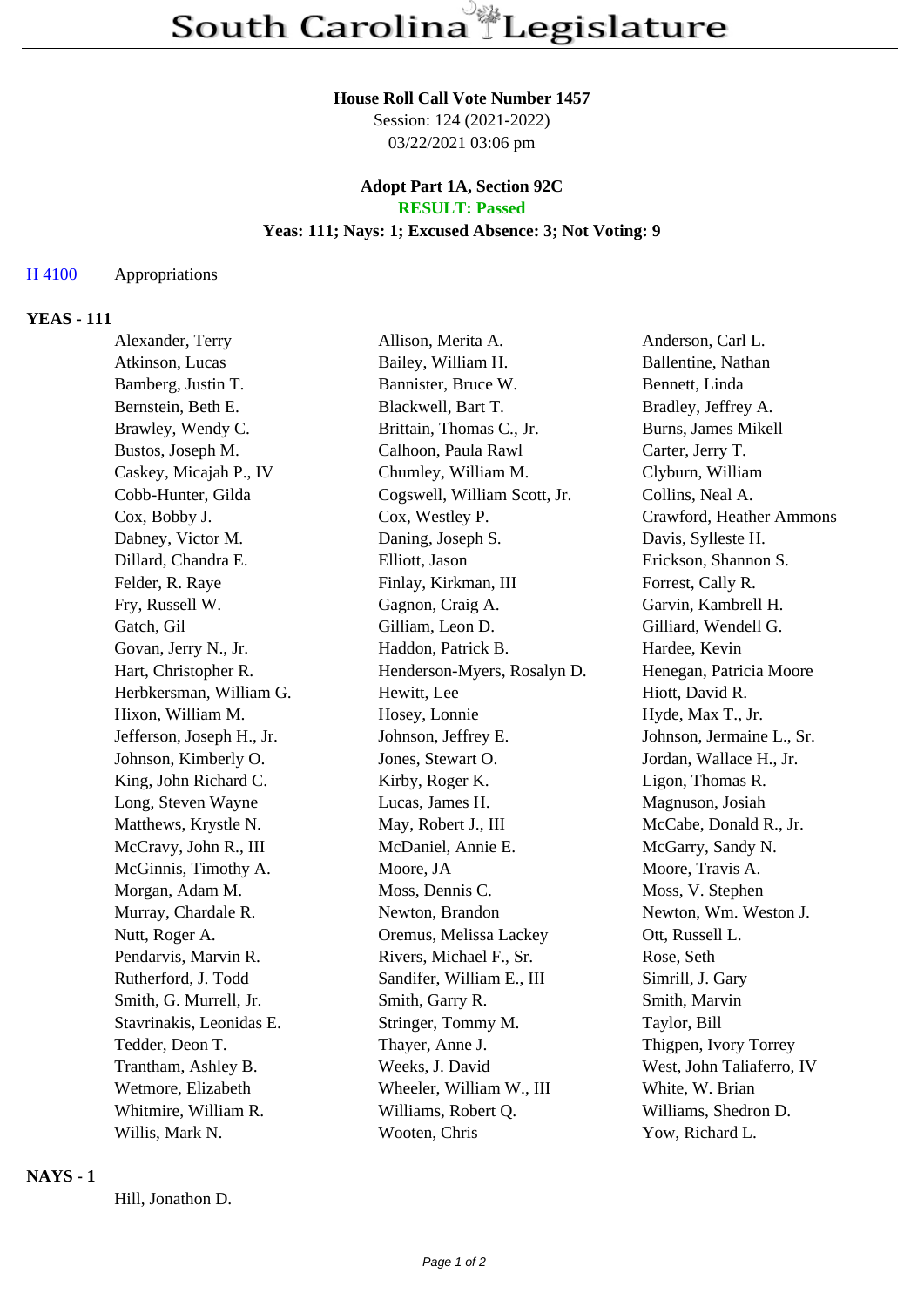# South Carolina Legislature

**House Roll Call Vote Number 1457**
Session: 124 (2021-2022)
03/22/2021 03:06 pm

**Adopt Part 1A, Section 92C**
**RESULT: Passed**
**Yeas: 111; Nays: 1; Excused Absence: 3; Not Voting: 9**

H 4100 Appropriations

## YEAS - 111

| | | |
|---|---|---|
| Alexander, Terry | Allison, Merita A. | Anderson, Carl L. |
| Atkinson, Lucas | Bailey, William H. | Ballentine, Nathan |
| Bamberg, Justin T. | Bannister, Bruce W. | Bennett, Linda |
| Bernstein, Beth E. | Blackwell, Bart T. | Bradley, Jeffrey A. |
| Brawley, Wendy C. | Brittain, Thomas C., Jr. | Burns, James Mikell |
| Bustos, Joseph M. | Calhoon, Paula Rawl | Carter, Jerry T. |
| Caskey, Micajah P., IV | Chumley, William M. | Clyburn, William |
| Cobb-Hunter, Gilda | Cogswell, William Scott, Jr. | Collins, Neal A. |
| Cox, Bobby J. | Cox, Westley P. | Crawford, Heather Ammons |
| Dabney, Victor M. | Daning, Joseph S. | Davis, Sylleste H. |
| Dillard, Chandra E. | Elliott, Jason | Erickson, Shannon S. |
| Felder, R. Raye | Finlay, Kirkman, III | Forrest, Cally R. |
| Fry, Russell W. | Gagnon, Craig A. | Garvin, Kambrell H. |
| Gatch, Gil | Gilliam, Leon D. | Gilliard, Wendell G. |
| Govan, Jerry N., Jr. | Haddon, Patrick B. | Hardee, Kevin |
| Hart, Christopher R. | Henderson-Myers, Rosalyn D. | Henegan, Patricia Moore |
| Herbkersman, William G. | Hewitt, Lee | Hiott, David R. |
| Hixon, William M. | Hosey, Lonnie | Hyde, Max T., Jr. |
| Jefferson, Joseph H., Jr. | Johnson, Jeffrey E. | Johnson, Jermaine L., Sr. |
| Johnson, Kimberly O. | Jones, Stewart O. | Jordan, Wallace H., Jr. |
| King, John Richard C. | Kirby, Roger K. | Ligon, Thomas R. |
| Long, Steven Wayne | Lucas, James H. | Magnuson, Josiah |
| Matthews, Krystle N. | May, Robert J., III | McCabe, Donald R., Jr. |
| McCravy, John R., III | McDaniel, Annie E. | McGarry, Sandy N. |
| McGinnis, Timothy A. | Moore, JA | Moore, Travis A. |
| Morgan, Adam M. | Moss, Dennis C. | Moss, V. Stephen |
| Murray, Chardale R. | Newton, Brandon | Newton, Wm. Weston J. |
| Nutt, Roger A. | Oremus, Melissa Lackey | Ott, Russell L. |
| Pendarvis, Marvin R. | Rivers, Michael F., Sr. | Rose, Seth |
| Rutherford, J. Todd | Sandifer, William E., III | Simrill, J. Gary |
| Smith, G. Murrell, Jr. | Smith, Garry R. | Smith, Marvin |
| Stavrinakis, Leonidas E. | Stringer, Tommy M. | Taylor, Bill |
| Tedder, Deon T. | Thayer, Anne J. | Thigpen, Ivory Torrey |
| Trantham, Ashley B. | Weeks, J. David | West, John Taliaferro, IV |
| Wetmore, Elizabeth | Wheeler, William W., III | White, W. Brian |
| Whitmire, William R. | Williams, Robert Q. | Williams, Shedron D. |
| Willis, Mark N. | Wooten, Chris | Yow, Richard L. |

## NAYS - 1

Hill, Jonathon D.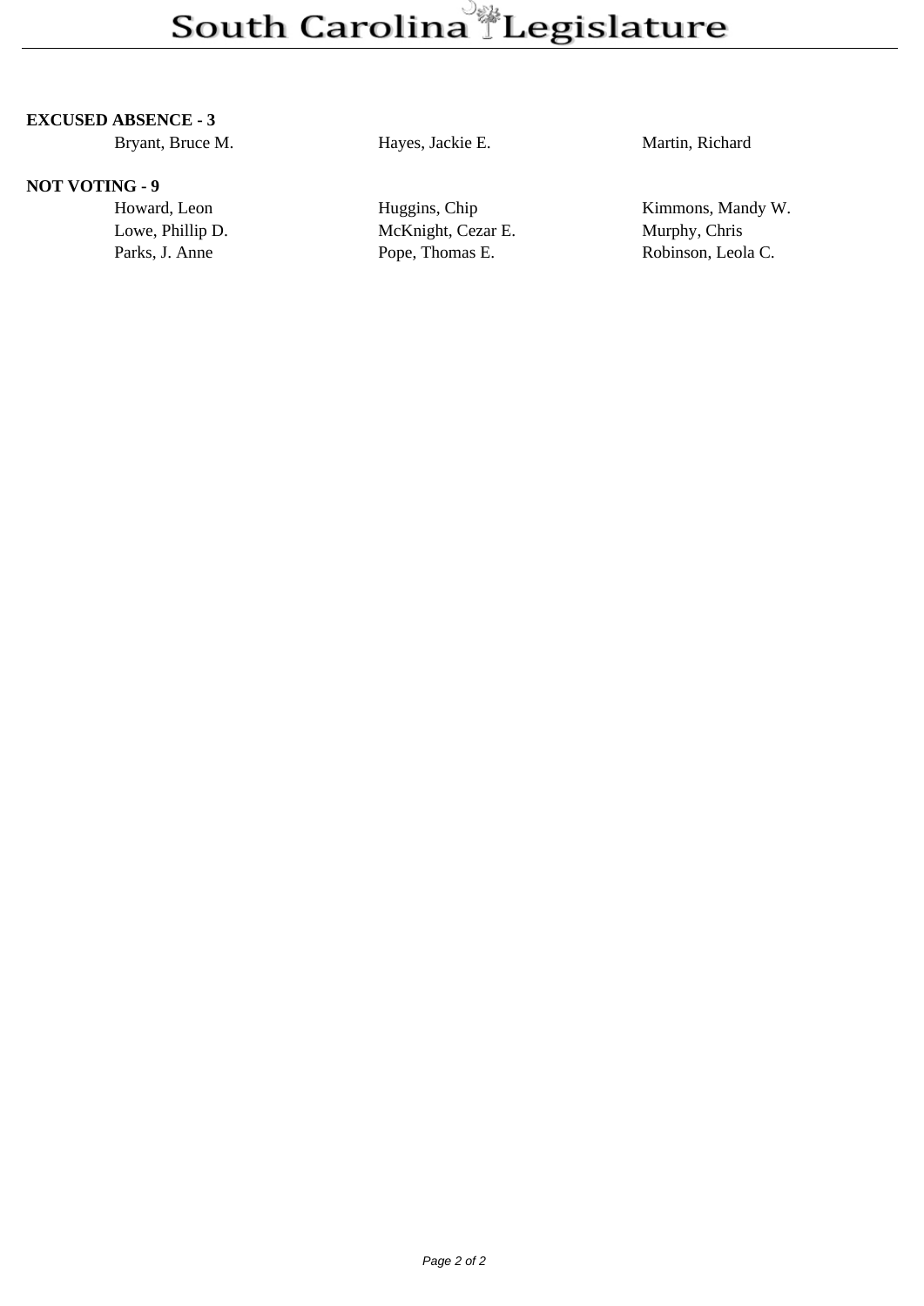**EXCUSED ABSENCE - 3**

| | | |
|---|---|---|
| Bryant, Bruce M. | Hayes, Jackie E. | Martin, Richard |

**NOT VOTING - 9**

| | | |
|---|---|---|
| Howard, Leon | Huggins, Chip | Kimmons, Mandy W. |
| Lowe, Phillip D. | McKnight, Cezar E. | Murphy, Chris |
| Parks, J. Anne | Pope, Thomas E. | Robinson, Leola C. |